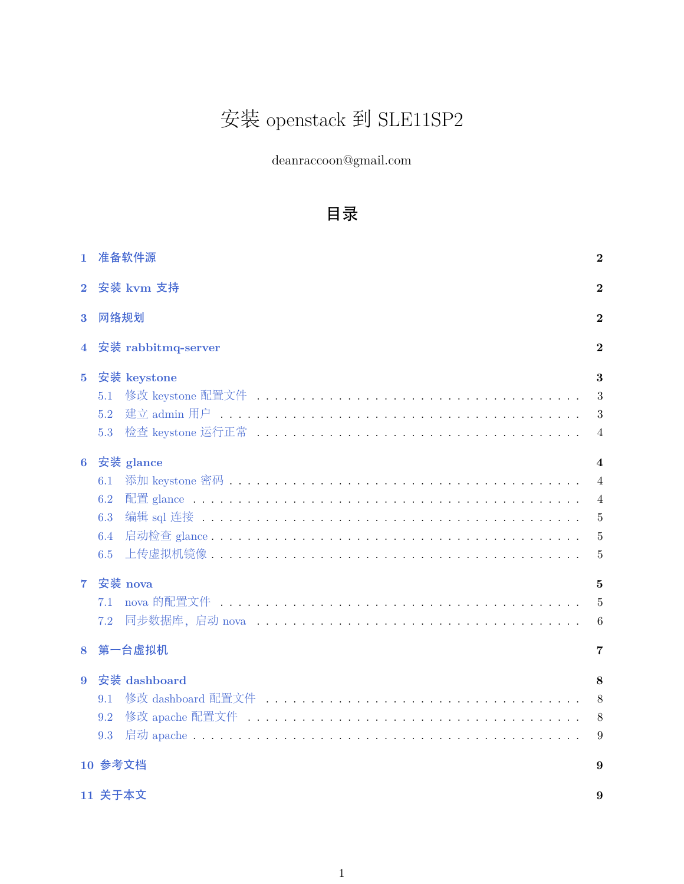# 安装 openstack 到 SLE11SP2

deanraccoon@gmail.com

## 目录

**1 准备软件源** **2**

**2 安装 kvm 支持** **2**

**3 网络规划** **2**

**4 安装 rabbitmq-server** **2**

**5 安装 keystone** **3**

- 5.1 修改 keystone 配置文件 . . . . . . . . . . 3
- 5.2 建立 admin 用户 . . . . . . . . . . 3
- 5.3 检查 keystone 运行正常 . . . . . . . . . . 4

**6 安装 glance** **4**

- 6.1 添加 keystone 密码 . . . . . . . . . . 4
- 6.2 配置 glance . . . . . . . . . . 4
- 6.3 编辑 sql 连接 . . . . . . . . . . 5
- 6.4 启动检查 glance . . . . . . . . . . 5
- 6.5 上传虚拟机镜像 . . . . . . . . . . 5

**7 安装 nova** **5**

- 7.1 nova 的配置文件 . . . . . . . . . . 5
- 7.2 同步数据库，启动 nova . . . . . . . . . . 6

**8 第一台虚拟机** **7**

**9 安装 dashboard** **8**

- 9.1 修改 dashboard 配置文件 . . . . . . . . . . 8
- 9.2 修改 apache 配置文件 . . . . . . . . . . 8
- 9.3 启动 apache . . . . . . . . . . 9

**10 参考文档** **9**

**11 关于本文** **9**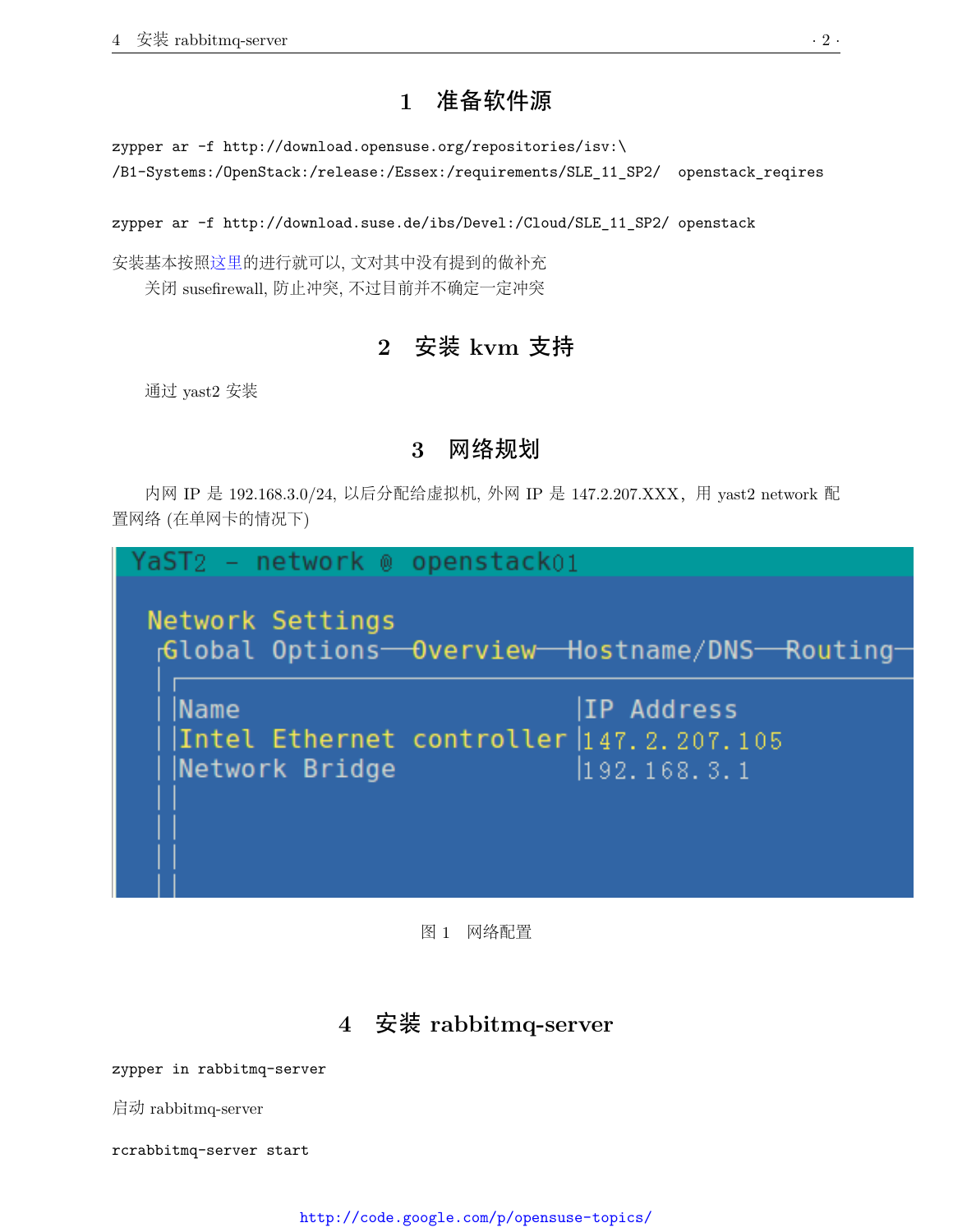# 1 准备软件源

```
zypper ar -f http://download.opensuse.org/repositories/isv:\
/B1-Systems:/OpenStack:/release:/Essex:/requirements/SLE_11_SP2/  openstack_reqires

zypper ar -f http://download.suse.de/ibs/Devel:/Cloud/SLE_11_SP2/ openstack
```

安装基本按照这里的进行就可以, 文对其中没有提到的做补充

关闭 susefirewall, 防止冲突, 不过目前并不确定一定冲突

# 2 安装 kvm 支持

通过 yast2 安装

# 3 网络规划

内网 IP 是 192.168.3.0/24, 以后分配给虚拟机, 外网 IP 是 147.2.207.XXX, 用 yast2 network 配置网络 (在单网卡的情况下)

图 1 网络配置

# 4 安装 rabbitmq-server

```
zypper in rabbitmq-server
```

启动 rabbitmq-server

```
rcrabbitmq-server start
```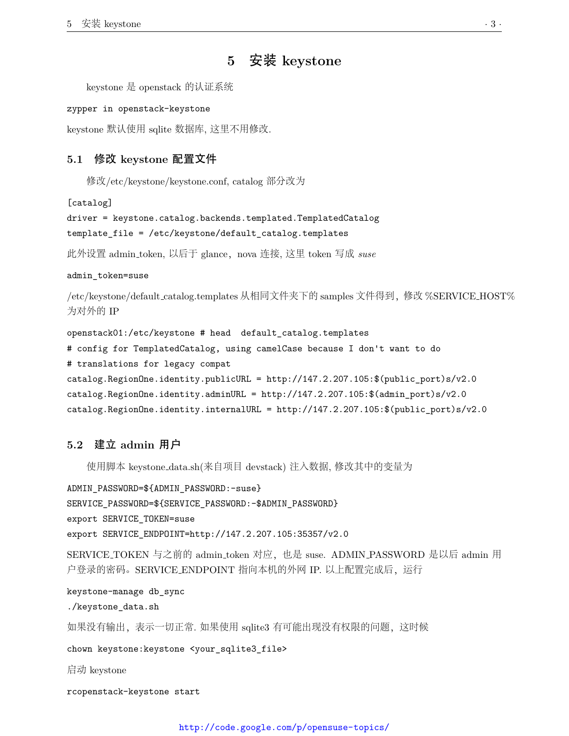# 5 安装 keystone

keystone 是 openstack 的认证系统

```
zypper in openstack-keystone
```

keystone 默认使用 sqlite 数据库, 这里不用修改.

## 5.1 修改 keystone 配置文件

修改/etc/keystone/keystone.conf, catalog 部分改为

```
[catalog]
driver = keystone.catalog.backends.templated.TemplatedCatalog
template_file = /etc/keystone/default_catalog.templates
```

此外设置 admin_token, 以后于 glance，nova 连接, 这里 token 写成 *suse*

```
admin_token=suse
```

/etc/keystone/default_catalog.templates 从相同文件夹下的 samples 文件得到，修改 %SERVICE_HOST% 为对外的 IP

```
openstack01:/etc/keystone # head  default_catalog.templates
# config for TemplatedCatalog, using camelCase because I don't want to do
# translations for legacy compat
catalog.RegionOne.identity.publicURL = http://147.2.207.105:$(public_port)s/v2.0
catalog.RegionOne.identity.adminURL = http://147.2.207.105:$(admin_port)s/v2.0
catalog.RegionOne.identity.internalURL = http://147.2.207.105:$(public_port)s/v2.0
```

## 5.2 建立 admin 用户

使用脚本 keystone_data.sh(来自项目 devstack) 注入数据, 修改其中的变量为

```
ADMIN_PASSWORD=${ADMIN_PASSWORD:-suse}
SERVICE_PASSWORD=${SERVICE_PASSWORD:-$ADMIN_PASSWORD}
export SERVICE_TOKEN=suse
export SERVICE_ENDPOINT=http://147.2.207.105:35357/v2.0
```

SERVICE_TOKEN 与之前的 admin_token 对应，也是 suse. ADMIN_PASSWORD 是以后 admin 用户登录的密码。SERVICE_ENDPOINT 指向本机的外网 IP. 以上配置完成后，运行

```
keystone-manage db_sync
./keystone_data.sh
```

如果没有输出，表示一切正常. 如果使用 sqlite3 有可能出现没有权限的问题，这时候

```
chown keystone:keystone <your_sqlite3_file>
```

启动 keystone

```
rcopenstack-keystone start
```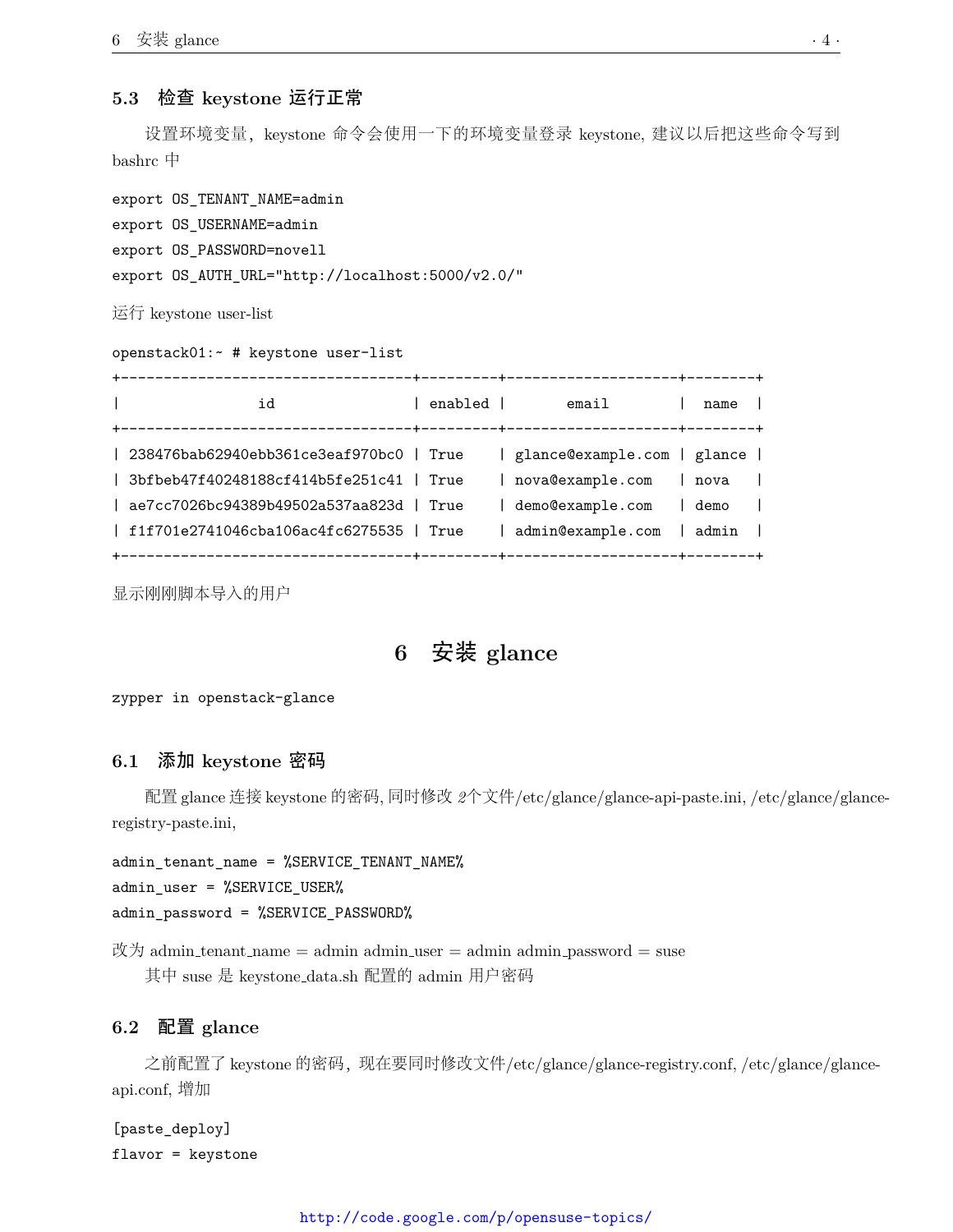### 5.3 检查 keystone 运行正常

设置环境变量，keystone 命令会使用一下的环境变量登录 keystone, 建议以后把这些命令写到 bashrc 中

```
export OS_TENANT_NAME=admin
export OS_USERNAME=admin
export OS_PASSWORD=novell
export OS_AUTH_URL="http://localhost:5000/v2.0/"
```

运行 keystone user-list

```
openstack01:~ # keystone user-list
+----------------------------------+---------+--------------------+--------+
|                id                | enabled |       email        |  name  |
+----------------------------------+---------+--------------------+--------+
| 238476bab62940ebb361ce3eaf970bc0 | True    | glance@example.com | glance |
| 3bfbeb47f40248188cf414b5fe251c41 | True    | nova@example.com   | nova   |
| ae7cc7026bc94389b49502a537aa823d | True    | demo@example.com   | demo   |
| f1f701e2741046cba106ac4fc6275535 | True    | admin@example.com  | admin  |
+----------------------------------+---------+--------------------+--------+
```

显示刚刚脚本导入的用户

# 6 安装 glance

```
zypper in openstack-glance
```

## 6.1 添加 keystone 密码

配置 glance 连接 keystone 的密码, 同时修改 *2* 个文件/etc/glance/glance-api-paste.ini, /etc/glance/glance-registry-paste.ini,

```
admin_tenant_name = %SERVICE_TENANT_NAME%
admin_user = %SERVICE_USER%
admin_password = %SERVICE_PASSWORD%
```

改为 admin_tenant_name = admin admin_user = admin admin_password = suse

其中 suse 是 keystone_data.sh 配置的 admin 用户密码

## 6.2 配置 glance

之前配置了 keystone 的密码，现在要同时修改文件/etc/glance/glance-registry.conf, /etc/glance/glance-api.conf, 增加

```
[paste_deploy]
flavor = keystone
```

http://code.google.com/p/opensuse-topics/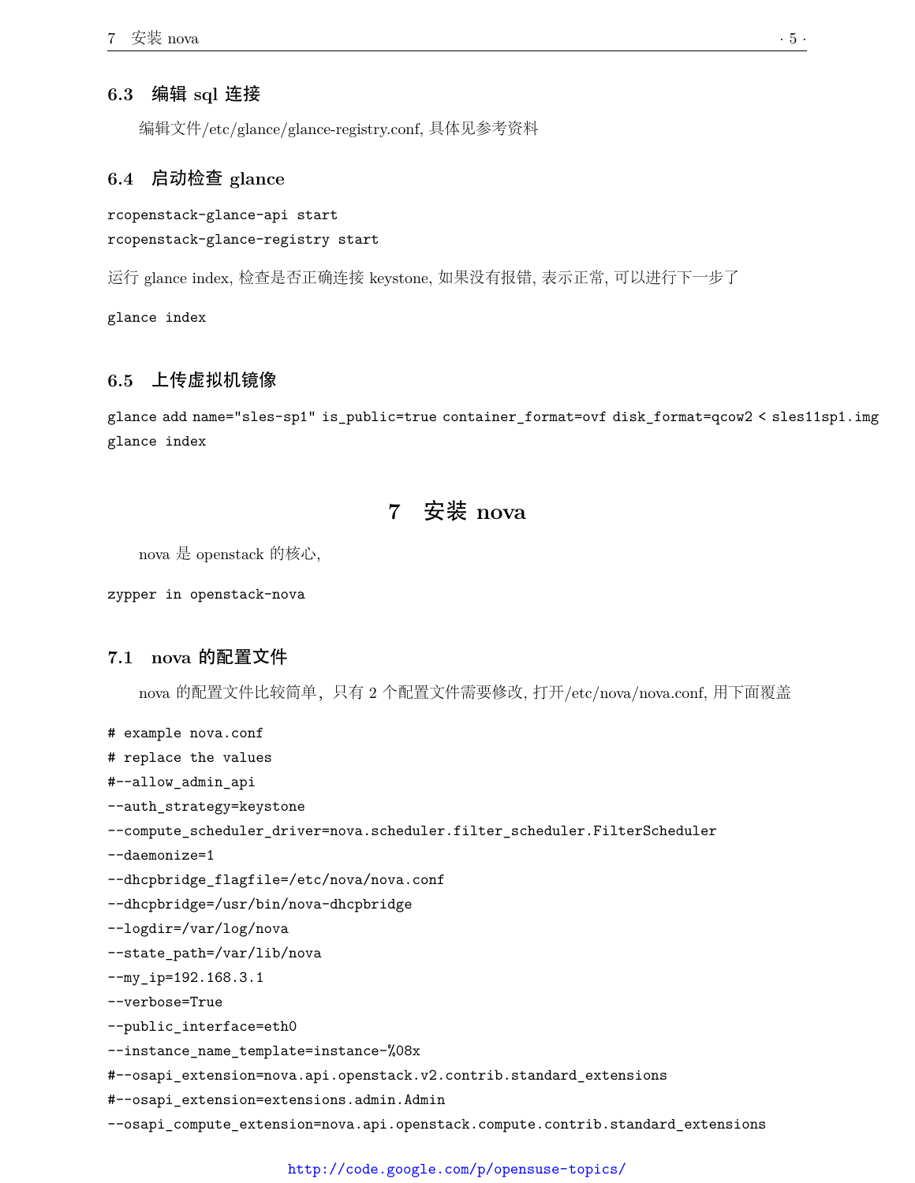### 6.3 编辑 sql 连接

编辑文件/etc/glance/glance-registry.conf, 具体见参考资料

### 6.4 启动检查 glance

```
rcopenstack-glance-api start
rcopenstack-glance-registry start
```

运行 glance index, 检查是否正确连接 keystone, 如果没有报错, 表示正常, 可以进行下一步了

```
glance index
```

### 6.5 上传虚拟机镜像

```
glance add name="sles-sp1" is_public=true container_format=ovf disk_format=qcow2 < sles11sp1.img
glance index
```

## 7 安装 nova

nova 是 openstack 的核心,

```
zypper in openstack-nova
```

### 7.1 nova 的配置文件

nova 的配置文件比较简单，只有 2 个配置文件需要修改, 打开/etc/nova/nova.conf, 用下面覆盖

```
# example nova.conf
# replace the values
#--allow_admin_api
--auth_strategy=keystone
--compute_scheduler_driver=nova.scheduler.filter_scheduler.FilterScheduler
--daemonize=1
--dhcpbridge_flagfile=/etc/nova/nova.conf
--dhcpbridge=/usr/bin/nova-dhcpbridge
--logdir=/var/log/nova
--state_path=/var/lib/nova
--my_ip=192.168.3.1
--verbose=True
--public_interface=eth0
--instance_name_template=instance-%08x
#--osapi_extension=nova.api.openstack.v2.contrib.standard_extensions
#--osapi_extension=extensions.admin.Admin
--osapi_compute_extension=nova.api.openstack.compute.contrib.standard_extensions
```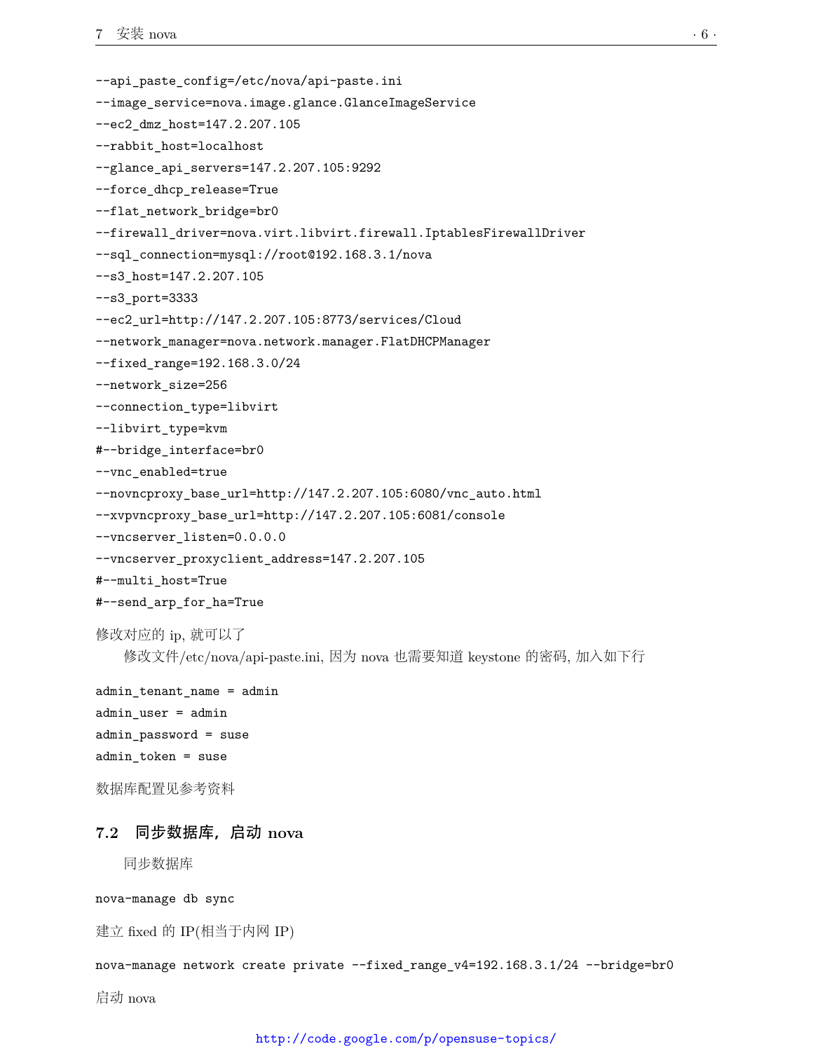```
--api_paste_config=/etc/nova/api-paste.ini
--image_service=nova.image.glance.GlanceImageService
--ec2_dmz_host=147.2.207.105
--rabbit_host=localhost
--glance_api_servers=147.2.207.105:9292
--force_dhcp_release=True
--flat_network_bridge=br0
--firewall_driver=nova.virt.libvirt.firewall.IptablesFirewallDriver
--sql_connection=mysql://root@192.168.3.1/nova
--s3_host=147.2.207.105
--s3_port=3333
--ec2_url=http://147.2.207.105:8773/services/Cloud
--network_manager=nova.network.manager.FlatDHCPManager
--fixed_range=192.168.3.0/24
--network_size=256
--connection_type=libvirt
--libvirt_type=kvm
#--bridge_interface=br0
--vnc_enabled=true
--novncproxy_base_url=http://147.2.207.105:6080/vnc_auto.html
--xvpvncproxy_base_url=http://147.2.207.105:6081/console
--vncserver_listen=0.0.0.0
--vncserver_proxyclient_address=147.2.207.105
#--multi_host=True
#--send_arp_for_ha=True
```

修改对应的 ip, 就可以了

修改文件/etc/nova/api-paste.ini, 因为 nova 也需要知道 keystone 的密码, 加入如下行

```
admin_tenant_name = admin
admin_user = admin
admin_password = suse
admin_token = suse
```

数据库配置见参考资料

## 7.2 同步数据库，启动 nova

同步数据库

```
nova-manage db sync
```

建立 fixed 的 IP(相当于内网 IP)

```
nova-manage network create private --fixed_range_v4=192.168.3.1/24 --bridge=br0
```

启动 nova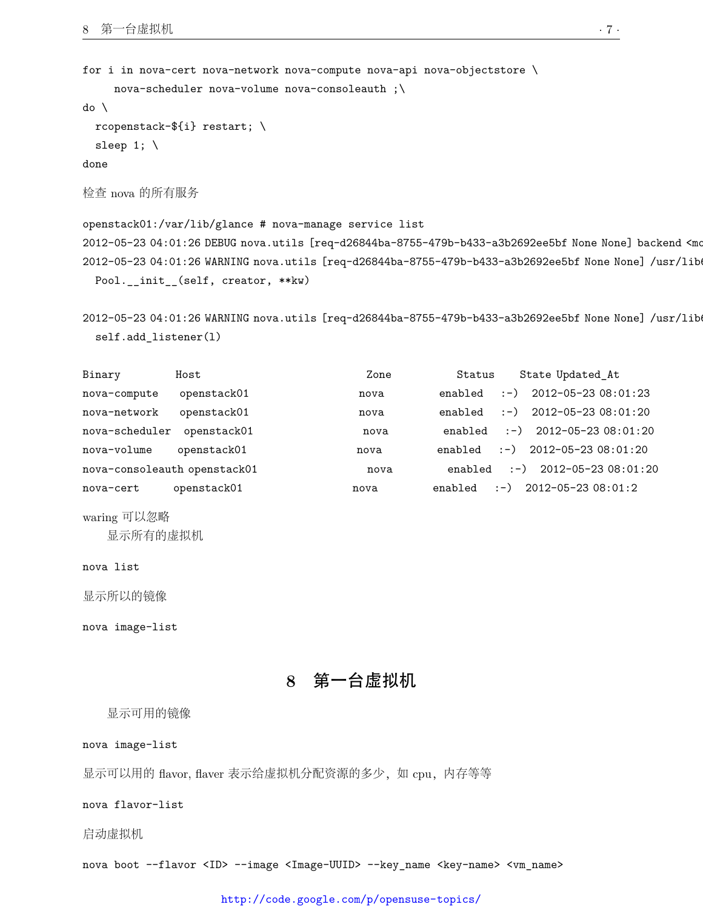```
for i in nova-cert nova-network nova-compute nova-api nova-objectstore \
     nova-scheduler nova-volume nova-consoleauth ;\
do \
  rcopenstack-${i} restart; \
  sleep 1; \
done
```

检查 nova 的所有服务

```
openstack01:/var/lib/glance # nova-manage service list
2012-05-23 04:01:26 DEBUG nova.utils [req-d26844ba-8755-479b-b433-a3b2692ee5bf None None] backend <mo
2012-05-23 04:01:26 WARNING nova.utils [req-d26844ba-8755-479b-b433-a3b2692ee5bf None None] /usr/lib6
  Pool.__init__(self, creator, **kw)

2012-05-23 04:01:26 WARNING nova.utils [req-d26844ba-8755-479b-b433-a3b2692ee5bf None None] /usr/lib6
  self.add_listener(l)

Binary           Host                                 Zone             Status     State Updated_At
nova-compute     openstack01                          nova             enabled    :-)   2012-05-23 08:01:23
nova-network     openstack01                          nova             enabled    :-)   2012-05-23 08:01:20
nova-scheduler   openstack01                          nova             enabled    :-)   2012-05-23 08:01:20
nova-volume      openstack01                          nova             enabled    :-)   2012-05-23 08:01:20
nova-consoleauth openstack01                          nova             enabled    :-)   2012-05-23 08:01:20
nova-cert        openstack01                          nova             enabled    :-)   2012-05-23 08:01:2
```

waring 可以忽略

显示所有的虚拟机

```
nova list
```

显示所以的镜像

```
nova image-list
```

# 8 第一台虚拟机

显示可用的镜像

```
nova image-list
```

显示可以用的 flavor, flaver 表示给虚拟机分配资源的多少，如 cpu，内存等等

```
nova flavor-list
```

启动虚拟机

```
nova boot --flavor <ID> --image <Image-UUID> --key_name <key-name> <vm_name>
```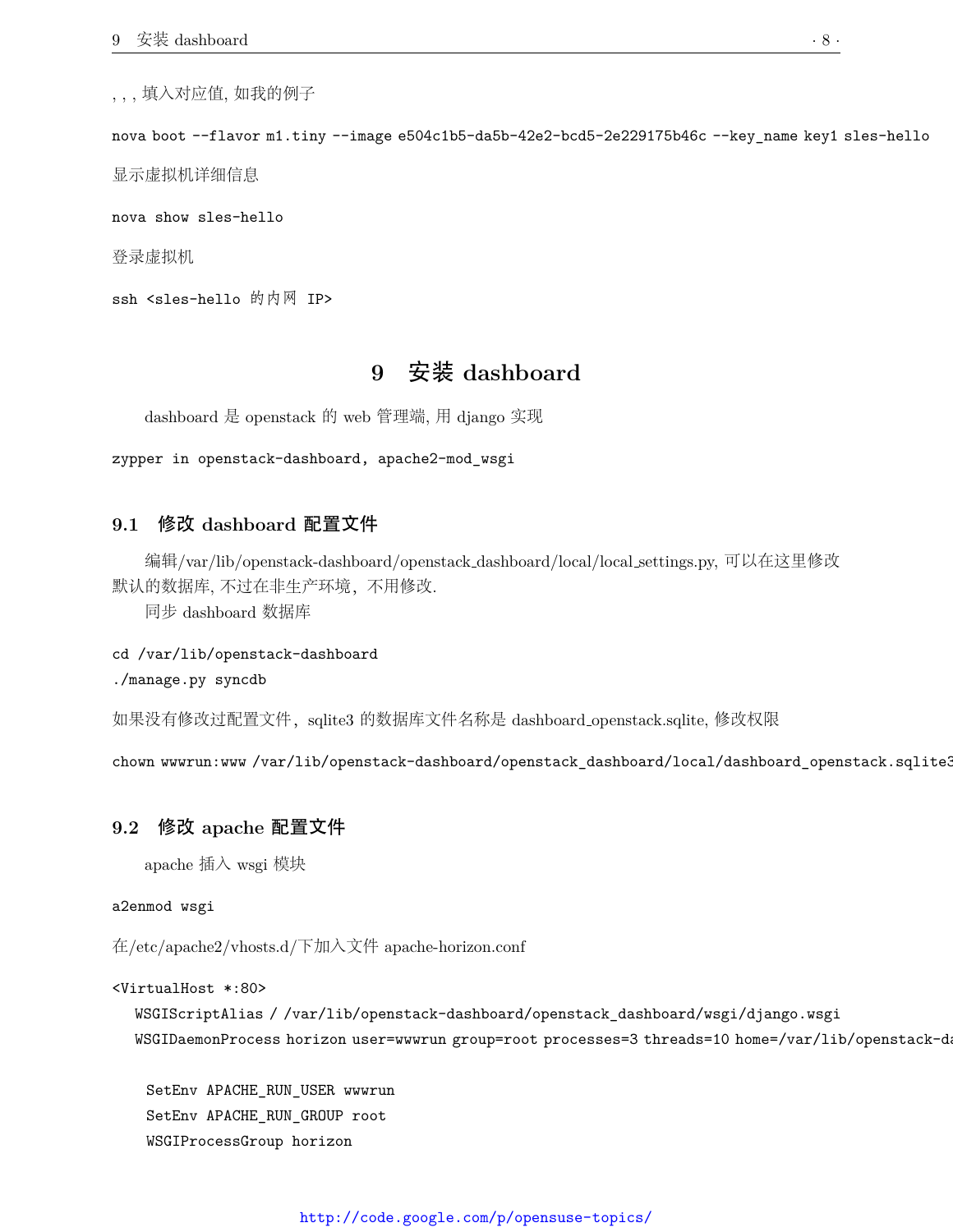, , , 填入对应值, 如我的例子

```
nova boot --flavor m1.tiny --image e504c1b5-da5b-42e2-bcd5-2e229175b46c --key_name key1 sles-hello
```

显示虚拟机详细信息

```
nova show sles-hello
```

登录虚拟机

```
ssh <sles-hello 的内网 IP>
```

# 9 安装 dashboard

dashboard 是 openstack 的 web 管理端, 用 django 实现

```
zypper in openstack-dashboard, apache2-mod_wsgi
```

## 9.1 修改 dashboard 配置文件

编辑/var/lib/openstack-dashboard/openstack_dashboard/local/local_settings.py, 可以在这里修改默认的数据库, 不过在非生产环境，不用修改.

同步 dashboard 数据库

```
cd /var/lib/openstack-dashboard
./manage.py syncdb
```

如果没有修改过配置文件，sqlite3 的数据库文件名称是 dashboard_openstack.sqlite, 修改权限

```
chown wwwrun:www /var/lib/openstack-dashboard/openstack_dashboard/local/dashboard_openstack.sqlite3
```

## 9.2 修改 apache 配置文件

apache 插入 wsgi 模块

```
a2enmod wsgi
```

在/etc/apache2/vhosts.d/下加入文件 apache-horizon.conf

```
<VirtualHost *:80>
  WSGIScriptAlias / /var/lib/openstack-dashboard/openstack_dashboard/wsgi/django.wsgi
  WSGIDaemonProcess horizon user=wwwrun group=root processes=3 threads=10 home=/var/lib/openstack-da

   SetEnv APACHE_RUN_USER wwwrun
   SetEnv APACHE_RUN_GROUP root
   WSGIProcessGroup horizon
```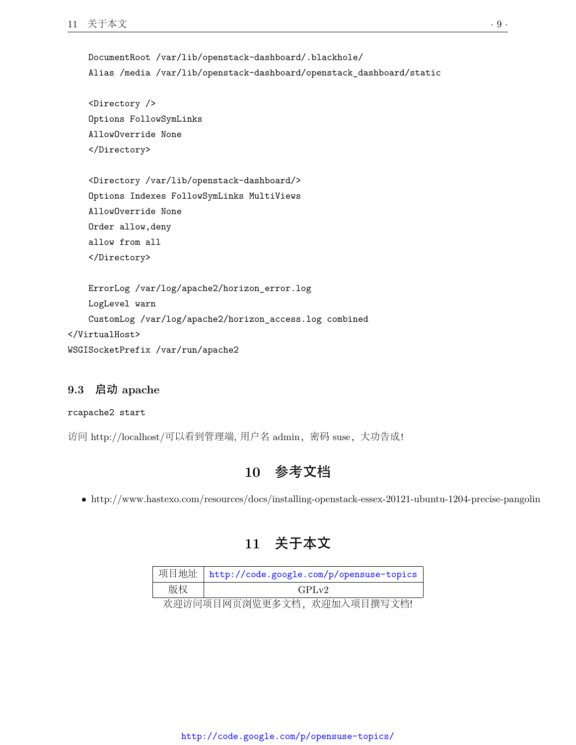```
    DocumentRoot /var/lib/openstack-dashboard/.blackhole/
    Alias /media /var/lib/openstack-dashboard/openstack_dashboard/static

    <Directory />
    Options FollowSymLinks
    AllowOverride None
    </Directory>

    <Directory /var/lib/openstack-dashboard/>
    Options Indexes FollowSymLinks MultiViews
    AllowOverride None
    Order allow,deny
    allow from all
    </Directory>

    ErrorLog /var/log/apache2/horizon_error.log
    LogLevel warn
    CustomLog /var/log/apache2/horizon_access.log combined
</VirtualHost>
WSGISocketPrefix /var/run/apache2
```

### 9.3 启动 apache

```
rcapache2 start
```

访问 http://localhost/可以看到管理端, 用户名 admin，密码 suse，大功告成!

## 10 参考文档

- http://www.hastexo.com/resources/docs/installing-openstack-essex-20121-ubuntu-1204-precise-pangolin

## 11 关于本文

| | |
|---|---|
| 项目地址 | http://code.google.com/p/opensuse-topics |
| 版权 | GPLv2 |

欢迎访问项目网页浏览更多文档，欢迎加入项目撰写文档!